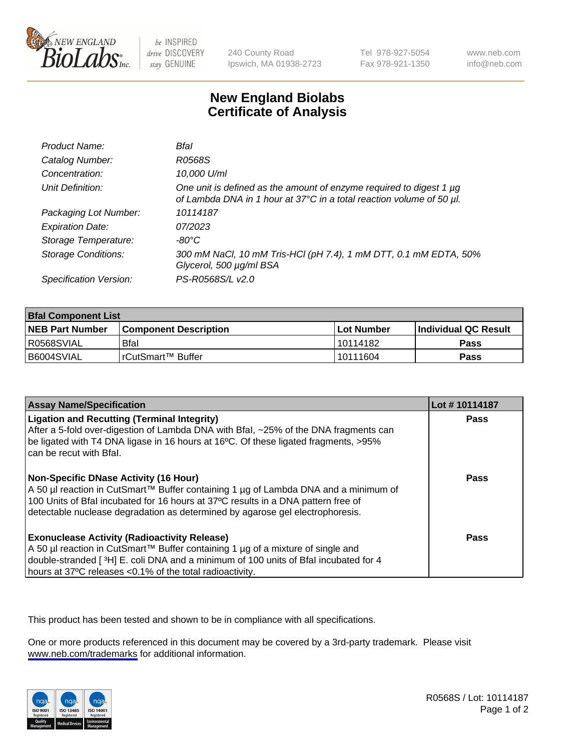240 County Road
Ipswich, MA 01938-2723

Tel 978-927-5054
Fax 978-921-1350

www.neb.com
info@neb.com

# New England Biolabs
# Certificate of Analysis

| | |
|---|---|
| *Product Name:* | *BfaI* |
| *Catalog Number:* | *R0568S* |
| *Concentration:* | *10,000 U/ml* |
| *Unit Definition:* | *One unit is defined as the amount of enzyme required to digest 1 µg of Lambda DNA in 1 hour at 37°C in a total reaction volume of 50 µl.* |
| *Packaging Lot Number:* | *10114187* |
| *Expiration Date:* | *07/2023* |
| *Storage Temperature:* | *-80°C* |
| *Storage Conditions:* | *300 mM NaCl, 10 mM Tris-HCl (pH 7.4), 1 mM DTT, 0.1 mM EDTA, 50% Glycerol, 500 µg/ml BSA* |
| *Specification Version:* | *PS-R0568S/L v2.0* |

| **BfaI Component List** | | | |
|---|---|---|---|
| **NEB Part Number** | **Component Description** | **Lot Number** | **Individual QC Result** |
| R0568SVIAL | BfaI | 10114182 | **Pass** |
| B6004SVIAL | rCutSmart™ Buffer | 10111604 | **Pass** |

| **Assay Name/Specification** | **Lot # 10114187** |
|---|---|
| **Ligation and Recutting (Terminal Integrity)** After a 5-fold over-digestion of Lambda DNA with BfaI, ~25% of the DNA fragments can be ligated with T4 DNA ligase in 16 hours at 16ºC. Of these ligated fragments, >95% can be recut with BfaI. | **Pass** |
| **Non-Specific DNase Activity (16 Hour)** A 50 µl reaction in CutSmart™ Buffer containing 1 µg of Lambda DNA and a minimum of 100 Units of BfaI incubated for 16 hours at 37ºC results in a DNA pattern free of detectable nuclease degradation as determined by agarose gel electrophoresis. | **Pass** |
| **Exonuclease Activity (Radioactivity Release)** A 50 µl reaction in CutSmart™ Buffer containing 1 µg of a mixture of single and double-stranded [ $^{3}$H] E. coli DNA and a minimum of 100 units of BfaI incubated for 4 hours at 37ºC releases <0.1% of the total radioactivity. | **Pass** |

This product has been tested and shown to be in compliance with all specifications.

One or more products referenced in this document may be covered by a 3rd-party trademark. Please visit www.neb.com/trademarks for additional information.

R0568S / Lot: 10114187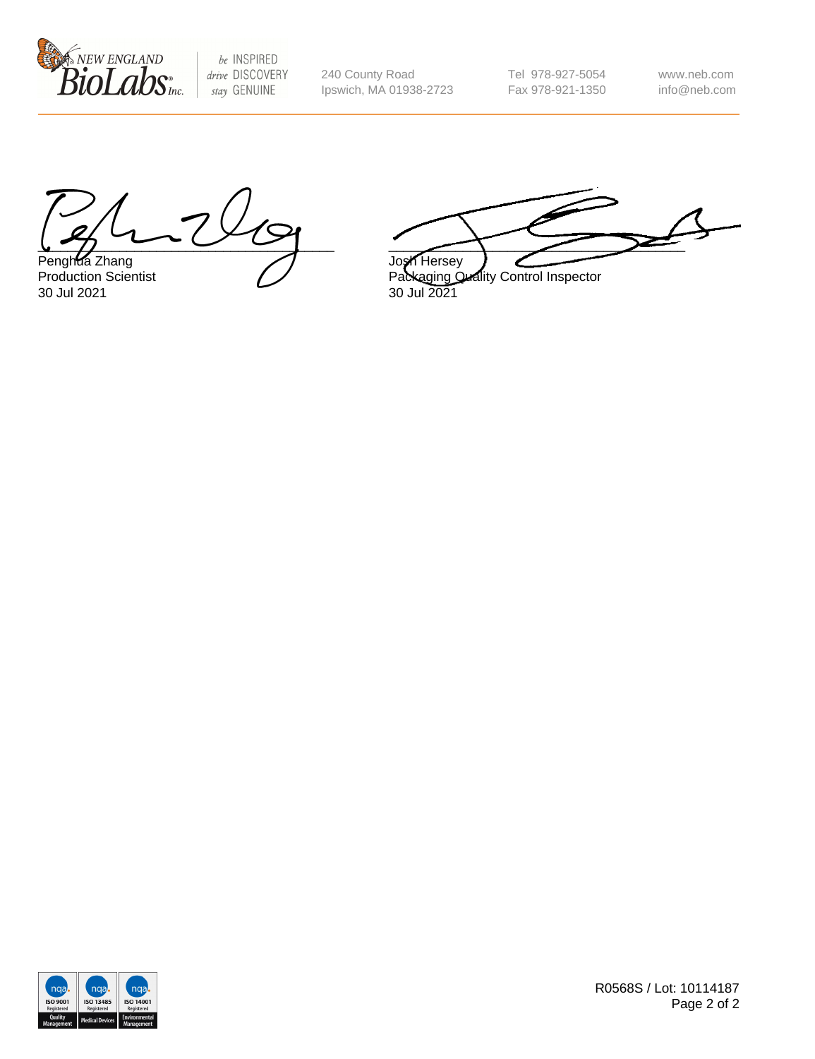Penghua Zhang
Production Scientist
30 Jul 2021

Josh Hersey
Packaging Quality Control Inspector
30 Jul 2021

R0568S / Lot: 10114187